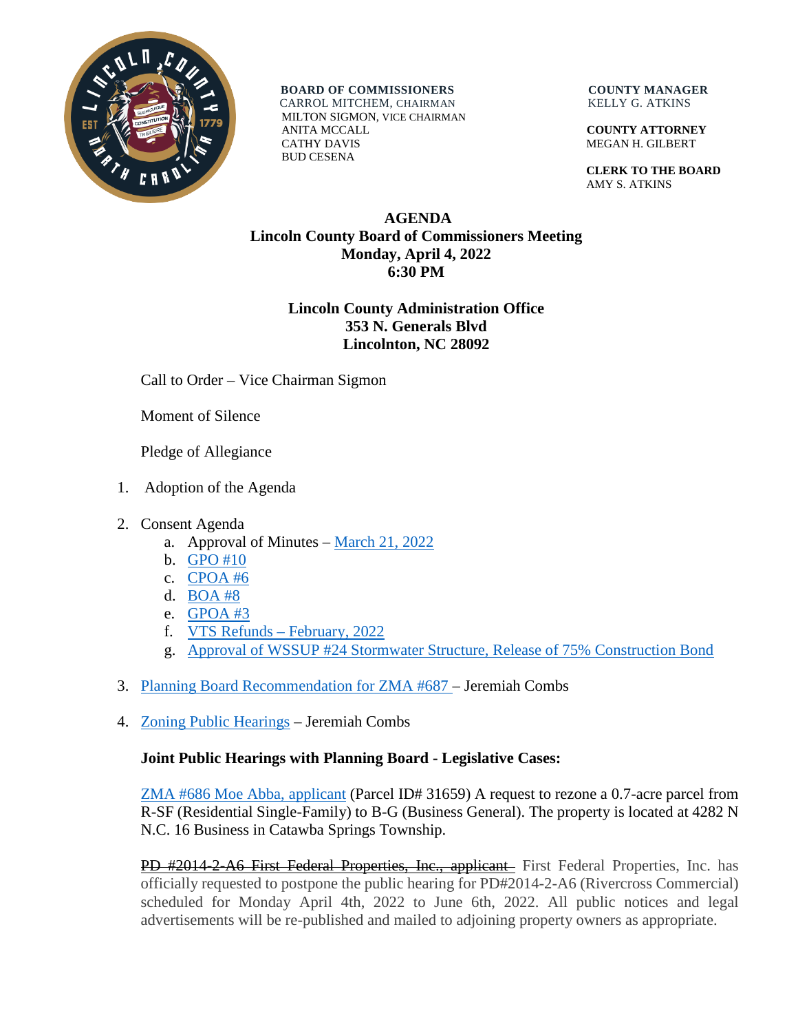**BOARD OF COMMISSIONERS**
CARROL MITCHEM, CHAIRMAN
MILTON SIGMON, VICE CHAIRMAN
ANITA MCCALL
CATHY DAVIS
BUD CESENA

**COUNTY MANAGER**
KELLY G. ATKINS

**COUNTY ATTORNEY**
MEGAN H. GILBERT

**CLERK TO THE BOARD**
AMY S. ATKINS

# AGENDA
## Lincoln County Board of Commissioners Meeting
### Monday, April 4, 2022
### 6:30 PM

**Lincoln County Administration Office**
**353 N. Generals Blvd**
**Lincolnton, NC 28092**

Call to Order – Vice Chairman Sigmon

Moment of Silence

Pledge of Allegiance

1. Adoption of the Agenda

2. Consent Agenda
   a. Approval of Minutes – March 21, 2022
   b. GPO #10
   c. CPOA #6
   d. BOA #8
   e. GPOA #3
   f. VTS Refunds – February, 2022
   g. Approval of WSSUP #24 Stormwater Structure, Release of 75% Construction Bond

3. Planning Board Recommendation for ZMA #687 – Jeremiah Combs

4. Zoning Public Hearings – Jeremiah Combs

**Joint Public Hearings with Planning Board - Legislative Cases:**

ZMA #686 Moe Abba, applicant (Parcel ID# 31659) A request to rezone a 0.7-acre parcel from R-SF (Residential Single-Family) to B-G (Business General). The property is located at 4282 N N.C. 16 Business in Catawba Springs Township.

~~PD #2014-2-A6 First Federal Properties, Inc., applicant~~ First Federal Properties, Inc. has officially requested to postpone the public hearing for PD#2014-2-A6 (Rivercross Commercial) scheduled for Monday April 4th, 2022 to June 6th, 2022. All public notices and legal advertisements will be re-published and mailed to adjoining property owners as appropriate.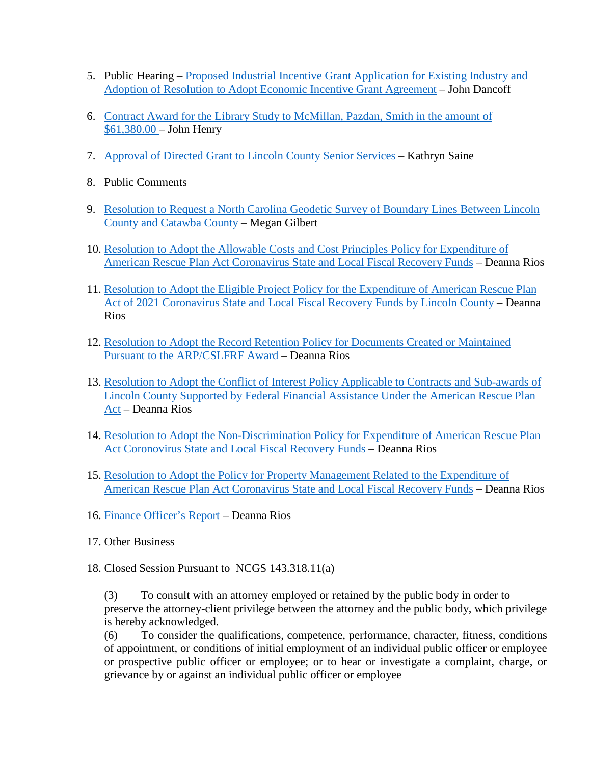5. Public Hearing – Proposed Industrial Incentive Grant Application for Existing Industry and Adoption of Resolution to Adopt Economic Incentive Grant Agreement – John Dancoff

6. Contract Award for the Library Study to McMillan, Pazdan, Smith in the amount of $61,380.00 – John Henry

7. Approval of Directed Grant to Lincoln County Senior Services – Kathryn Saine

8. Public Comments

9. Resolution to Request a North Carolina Geodetic Survey of Boundary Lines Between Lincoln County and Catawba County – Megan Gilbert

10. Resolution to Adopt the Allowable Costs and Cost Principles Policy for Expenditure of American Rescue Plan Act Coronavirus State and Local Fiscal Recovery Funds – Deanna Rios

11. Resolution to Adopt the Eligible Project Policy for the Expenditure of American Rescue Plan Act of 2021 Coronavirus State and Local Fiscal Recovery Funds by Lincoln County – Deanna Rios

12. Resolution to Adopt the Record Retention Policy for Documents Created or Maintained Pursuant to the ARP/CSLFRF Award – Deanna Rios

13. Resolution to Adopt the Conflict of Interest Policy Applicable to Contracts and Sub-awards of Lincoln County Supported by Federal Financial Assistance Under the American Rescue Plan Act – Deanna Rios

14. Resolution to Adopt the Non-Discrimination Policy for Expenditure of American Rescue Plan Act Coronovirus State and Local Fiscal Recovery Funds – Deanna Rios

15. Resolution to Adopt the Policy for Property Management Related to the Expenditure of American Rescue Plan Act Coronavirus State and Local Fiscal Recovery Funds – Deanna Rios

16. Finance Officer's Report – Deanna Rios

17. Other Business

18. Closed Session Pursuant to NCGS 143.318.11(a)

    (3) To consult with an attorney employed or retained by the public body in order to preserve the attorney-client privilege between the attorney and the public body, which privilege is hereby acknowledged.
    (6) To consider the qualifications, competence, performance, character, fitness, conditions of appointment, or conditions of initial employment of an individual public officer or employee or prospective public officer or employee; or to hear or investigate a complaint, charge, or grievance by or against an individual public officer or employee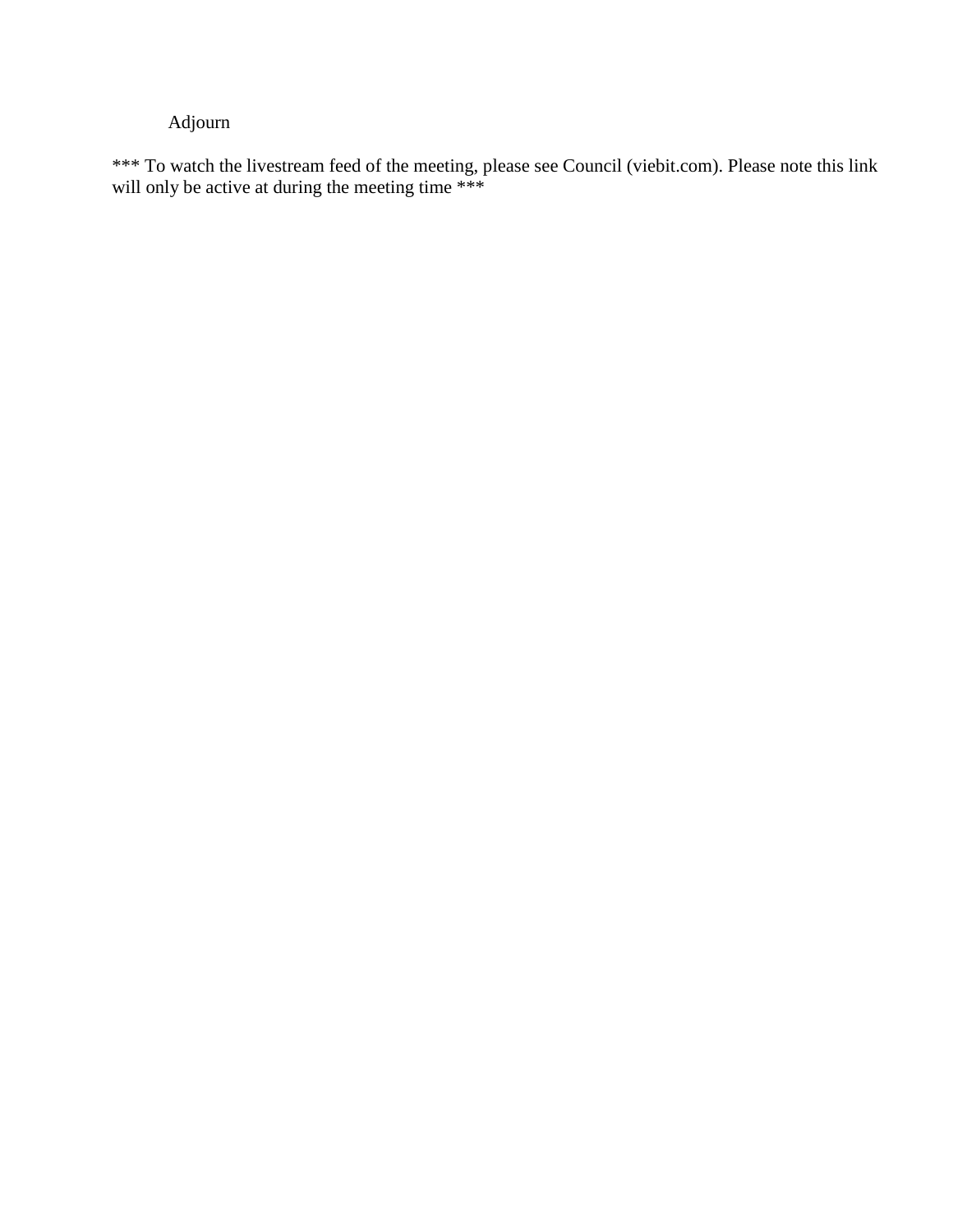Adjourn

*** To watch the livestream feed of the meeting, please see Council (viebit.com). Please note this link will only be active at during the meeting time ***